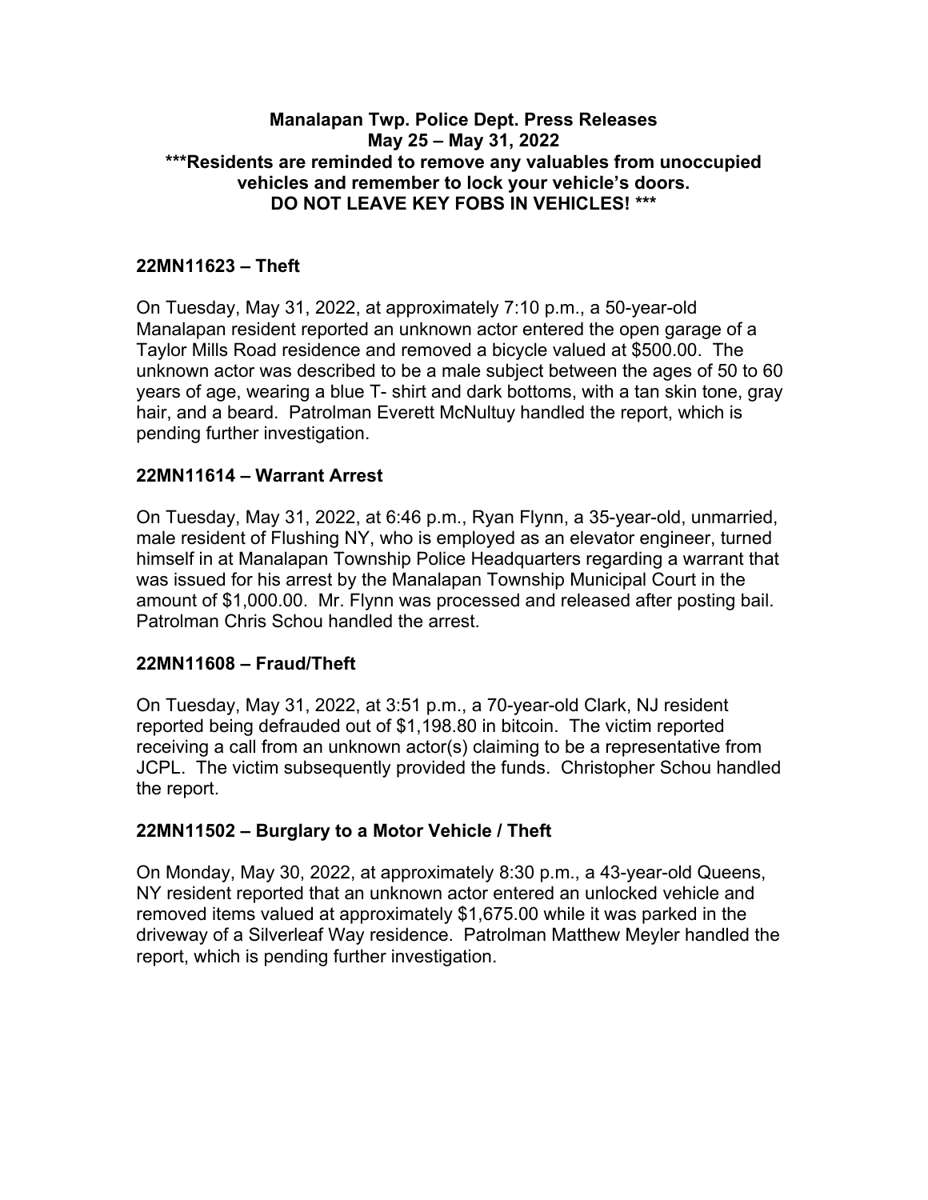**Manalapan Twp. Police Dept. Press Releases**
**May 25 – May 31, 2022**
**\*\*\*Residents are reminded to remove any valuables from unoccupied vehicles and remember to lock your vehicle's doors.**
**DO NOT LEAVE KEY FOBS IN VEHICLES! \*\*\***

## 22MN11623 – Theft

On Tuesday, May 31, 2022, at approximately 7:10 p.m., a 50-year-old Manalapan resident reported an unknown actor entered the open garage of a Taylor Mills Road residence and removed a bicycle valued at $500.00. The unknown actor was described to be a male subject between the ages of 50 to 60 years of age, wearing a blue T- shirt and dark bottoms, with a tan skin tone, gray hair, and a beard. Patrolman Everett McNultuy handled the report, which is pending further investigation.

## 22MN11614 – Warrant Arrest

On Tuesday, May 31, 2022, at 6:46 p.m., Ryan Flynn, a 35-year-old, unmarried, male resident of Flushing NY, who is employed as an elevator engineer, turned himself in at Manalapan Township Police Headquarters regarding a warrant that was issued for his arrest by the Manalapan Township Municipal Court in the amount of $1,000.00. Mr. Flynn was processed and released after posting bail. Patrolman Chris Schou handled the arrest.

## 22MN11608 – Fraud/Theft

On Tuesday, May 31, 2022, at 3:51 p.m., a 70-year-old Clark, NJ resident reported being defrauded out of $1,198.80 in bitcoin. The victim reported receiving a call from an unknown actor(s) claiming to be a representative from JCPL. The victim subsequently provided the funds. Christopher Schou handled the report.

## 22MN11502 – Burglary to a Motor Vehicle / Theft

On Monday, May 30, 2022, at approximately 8:30 p.m., a 43-year-old Queens, NY resident reported that an unknown actor entered an unlocked vehicle and removed items valued at approximately $1,675.00 while it was parked in the driveway of a Silverleaf Way residence. Patrolman Matthew Meyler handled the report, which is pending further investigation.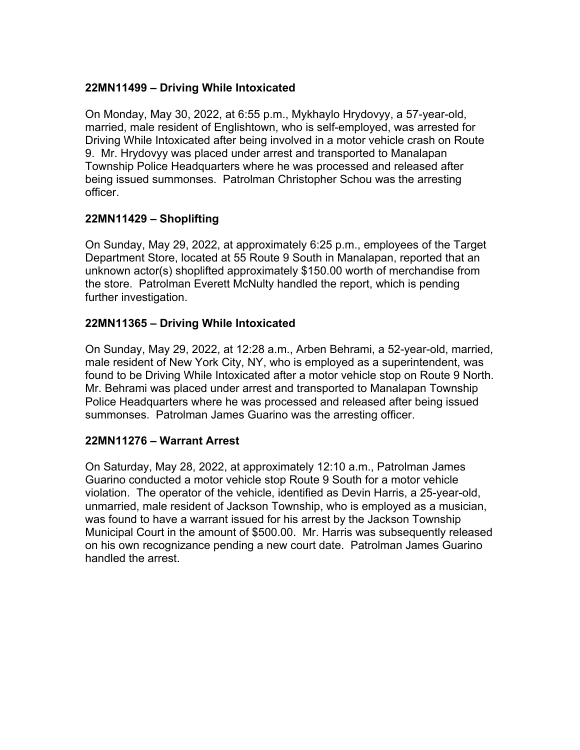**22MN11499 – Driving While Intoxicated**

On Monday, May 30, 2022, at 6:55 p.m., Mykhaylo Hrydovyy, a 57-year-old, married, male resident of Englishtown, who is self-employed, was arrested for Driving While Intoxicated after being involved in a motor vehicle crash on Route 9. Mr. Hrydovyy was placed under arrest and transported to Manalapan Township Police Headquarters where he was processed and released after being issued summonses. Patrolman Christopher Schou was the arresting officer.

**22MN11429 – Shoplifting**

On Sunday, May 29, 2022, at approximately 6:25 p.m., employees of the Target Department Store, located at 55 Route 9 South in Manalapan, reported that an unknown actor(s) shoplifted approximately $150.00 worth of merchandise from the store. Patrolman Everett McNulty handled the report, which is pending further investigation.

**22MN11365 – Driving While Intoxicated**

On Sunday, May 29, 2022, at 12:28 a.m., Arben Behrami, a 52-year-old, married, male resident of New York City, NY, who is employed as a superintendent, was found to be Driving While Intoxicated after a motor vehicle stop on Route 9 North. Mr. Behrami was placed under arrest and transported to Manalapan Township Police Headquarters where he was processed and released after being issued summonses. Patrolman James Guarino was the arresting officer.

**22MN11276 – Warrant Arrest**

On Saturday, May 28, 2022, at approximately 12:10 a.m., Patrolman James Guarino conducted a motor vehicle stop Route 9 South for a motor vehicle violation. The operator of the vehicle, identified as Devin Harris, a 25-year-old, unmarried, male resident of Jackson Township, who is employed as a musician, was found to have a warrant issued for his arrest by the Jackson Township Municipal Court in the amount of $500.00. Mr. Harris was subsequently released on his own recognizance pending a new court date. Patrolman James Guarino handled the arrest.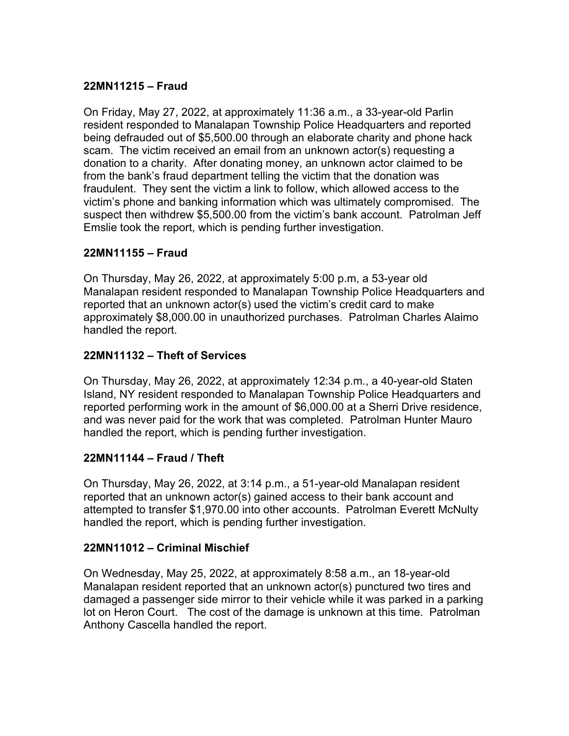**22MN11215 – Fraud**

On Friday, May 27, 2022, at approximately 11:36 a.m., a 33-year-old Parlin resident responded to Manalapan Township Police Headquarters and reported being defrauded out of $5,500.00 through an elaborate charity and phone hack scam. The victim received an email from an unknown actor(s) requesting a donation to a charity. After donating money, an unknown actor claimed to be from the bank's fraud department telling the victim that the donation was fraudulent. They sent the victim a link to follow, which allowed access to the victim's phone and banking information which was ultimately compromised. The suspect then withdrew $5,500.00 from the victim's bank account. Patrolman Jeff Emslie took the report, which is pending further investigation.

**22MN11155 – Fraud**

On Thursday, May 26, 2022, at approximately 5:00 p.m, a 53-year old Manalapan resident responded to Manalapan Township Police Headquarters and reported that an unknown actor(s) used the victim's credit card to make approximately $8,000.00 in unauthorized purchases. Patrolman Charles Alaimo handled the report.

**22MN11132 – Theft of Services**

On Thursday, May 26, 2022, at approximately 12:34 p.m., a 40-year-old Staten Island, NY resident responded to Manalapan Township Police Headquarters and reported performing work in the amount of $6,000.00 at a Sherri Drive residence, and was never paid for the work that was completed. Patrolman Hunter Mauro handled the report, which is pending further investigation.

**22MN11144 – Fraud / Theft**

On Thursday, May 26, 2022, at 3:14 p.m., a 51-year-old Manalapan resident reported that an unknown actor(s) gained access to their bank account and attempted to transfer $1,970.00 into other accounts. Patrolman Everett McNulty handled the report, which is pending further investigation.

**22MN11012 – Criminal Mischief**

On Wednesday, May 25, 2022, at approximately 8:58 a.m., an 18-year-old Manalapan resident reported that an unknown actor(s) punctured two tires and damaged a passenger side mirror to their vehicle while it was parked in a parking lot on Heron Court. The cost of the damage is unknown at this time. Patrolman Anthony Cascella handled the report.